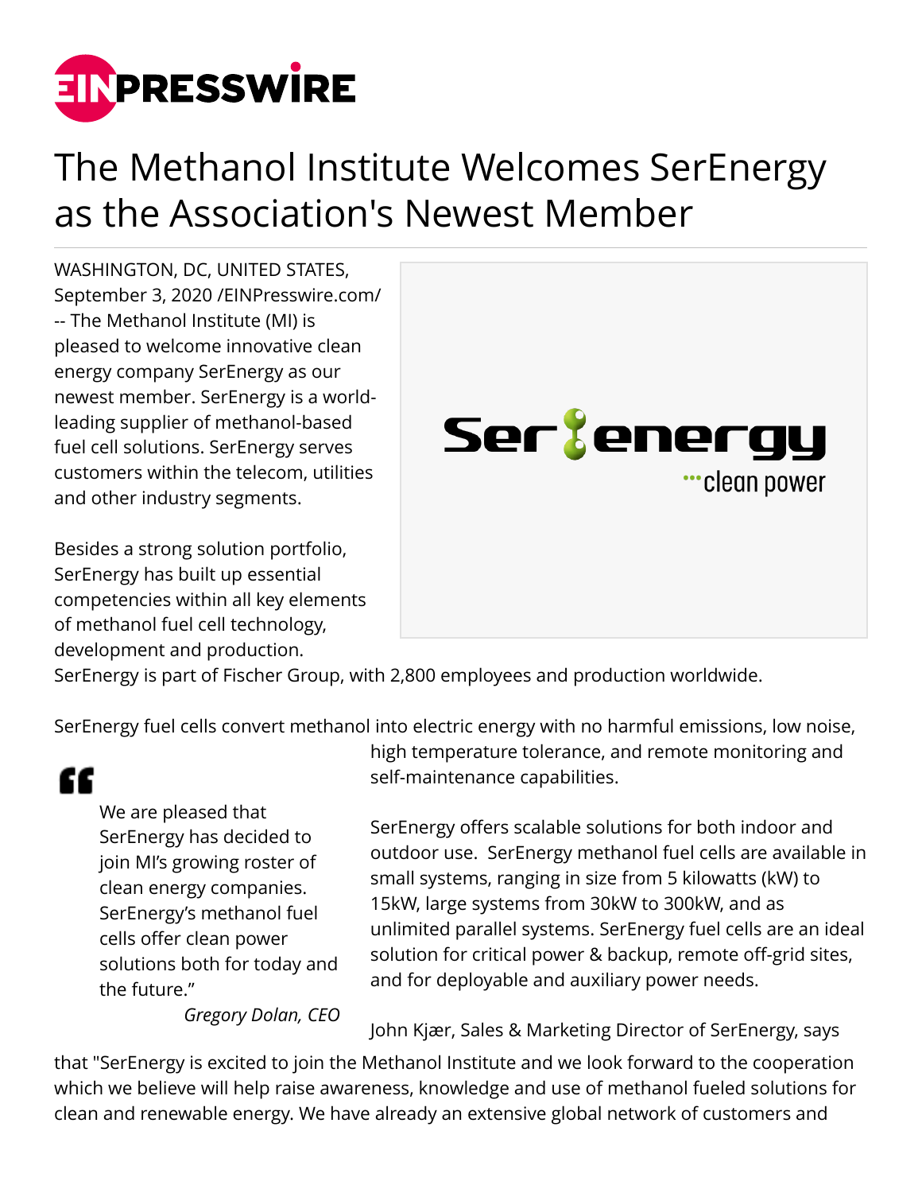# The Methanol Institute Welcomes SerEnergy as the Association's Newest Member

WASHINGTON, DC, UNITED STATES, September 3, 2020 /EINPresswire.com/ -- The Methanol Institute (MI) is pleased to welcome innovative clean energy company SerEnergy as our newest member. SerEnergy is a world-leading supplier of methanol-based fuel cell solutions. SerEnergy serves customers within the telecom, utilities and other industry segments.

Besides a strong solution portfolio, SerEnergy has built up essential competencies within all key elements of methanol fuel cell technology, development and production. SerEnergy is part of Fischer Group, with 2,800 employees and production worldwide.

SerEnergy fuel cells convert methanol into electric energy with no harmful emissions, low noise, high temperature tolerance, and remote monitoring and self-maintenance capabilities.

> "We are pleased that SerEnergy has decided to join MI's growing roster of clean energy companies. SerEnergy's methanol fuel cells offer clean power solutions both for today and the future."
>
> *Gregory Dolan, CEO*

SerEnergy offers scalable solutions for both indoor and outdoor use. SerEnergy methanol fuel cells are available in small systems, ranging in size from 5 kilowatts (kW) to 15kW, large systems from 30kW to 300kW, and as unlimited parallel systems. SerEnergy fuel cells are an ideal solution for critical power & backup, remote off-grid sites, and for deployable and auxiliary power needs.

John Kjær, Sales & Marketing Director of SerEnergy, says that "SerEnergy is excited to join the Methanol Institute and we look forward to the cooperation which we believe will help raise awareness, knowledge and use of methanol fueled solutions for clean and renewable energy. We have already an extensive global network of customers and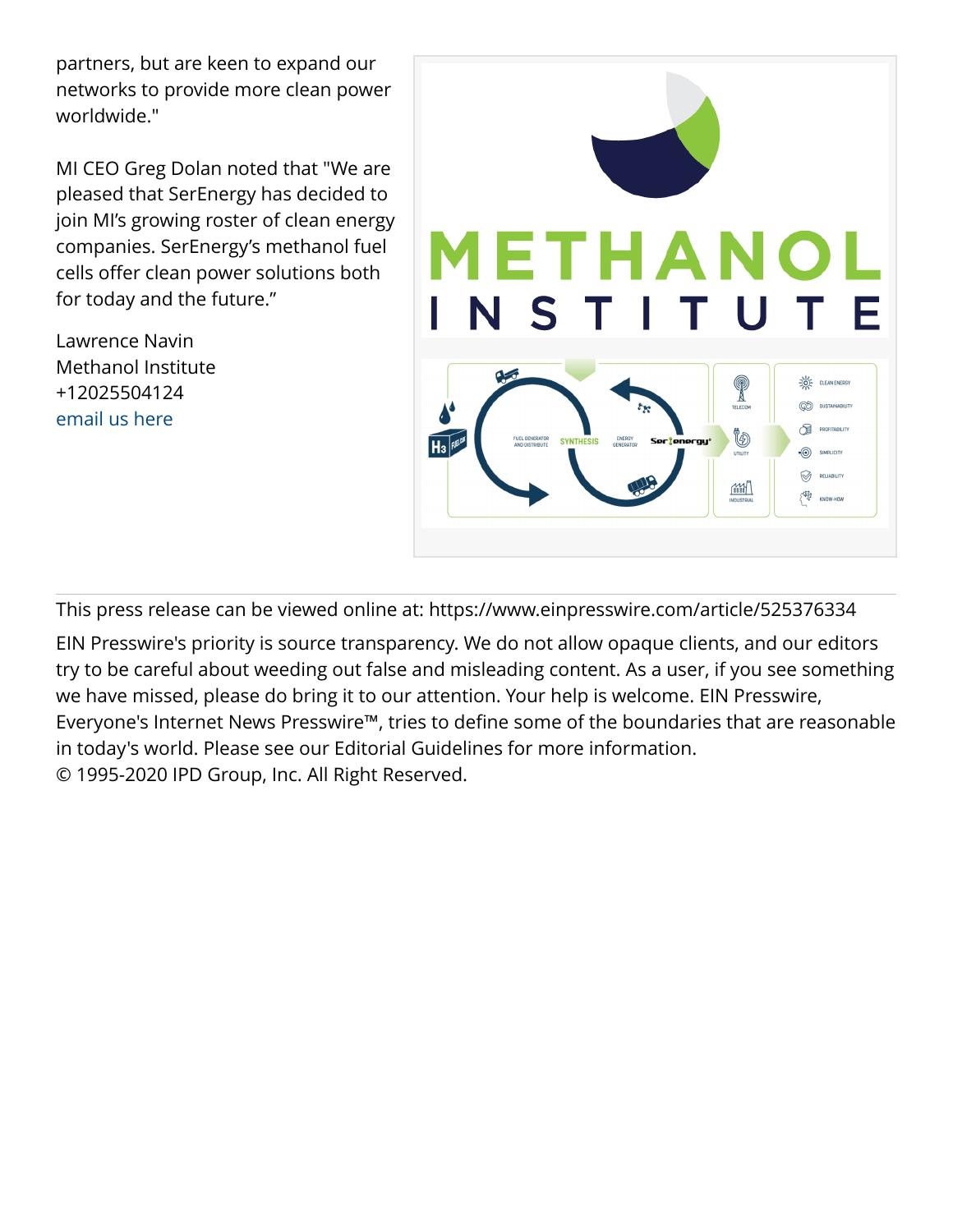partners, but are keen to expand our networks to provide more clean power worldwide."

MI CEO Greg Dolan noted that "We are pleased that SerEnergy has decided to join MI's growing roster of clean energy companies. SerEnergy's methanol fuel cells offer clean power solutions both for today and the future."

Lawrence Navin
Methanol Institute
+12025504124
email us here

This press release can be viewed online at: https://www.einpresswire.com/article/525376334

EIN Presswire's priority is source transparency. We do not allow opaque clients, and our editors try to be careful about weeding out false and misleading content. As a user, if you see something we have missed, please do bring it to our attention. Your help is welcome. EIN Presswire, Everyone's Internet News Presswire™, tries to define some of the boundaries that are reasonable in today's world. Please see our Editorial Guidelines for more information.
© 1995-2020 IPD Group, Inc. All Right Reserved.